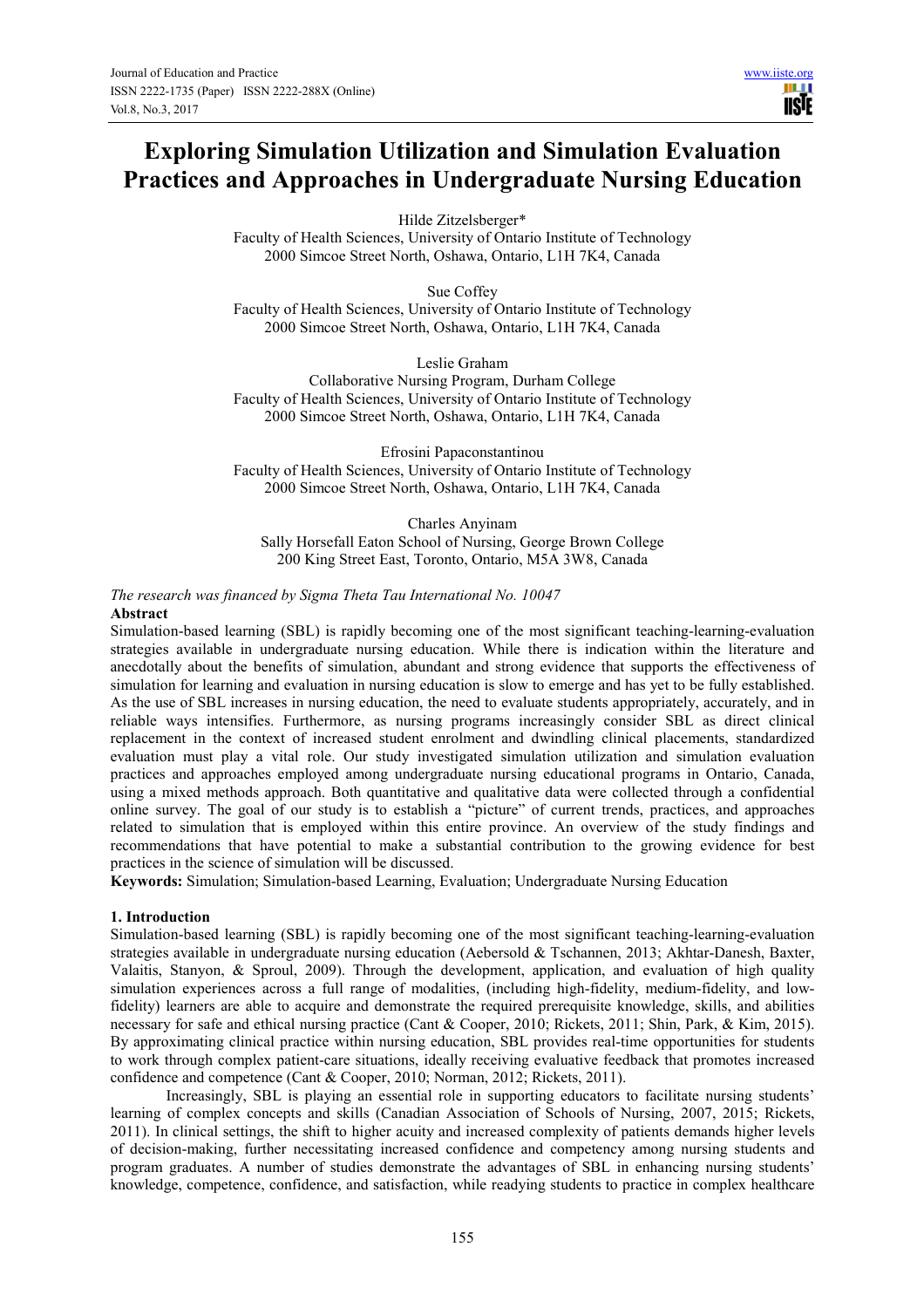# Exploring Simulation Utilization and Simulation Evaluation Practices and Approaches in Undergraduate Nursing Education

Hilde Zitzelsberger*
Faculty of Health Sciences, University of Ontario Institute of Technology
2000 Simcoe Street North, Oshawa, Ontario, L1H 7K4, Canada

Sue Coffey
Faculty of Health Sciences, University of Ontario Institute of Technology
2000 Simcoe Street North, Oshawa, Ontario, L1H 7K4, Canada

Leslie Graham
Collaborative Nursing Program, Durham College
Faculty of Health Sciences, University of Ontario Institute of Technology
2000 Simcoe Street North, Oshawa, Ontario, L1H 7K4, Canada

Efrosini Papaconstantinou
Faculty of Health Sciences, University of Ontario Institute of Technology
2000 Simcoe Street North, Oshawa, Ontario, L1H 7K4, Canada

Charles Anyinam
Sally Horsefall Eaton School of Nursing, George Brown College
200 King Street East, Toronto, Ontario, M5A 3W8, Canada

*The research was financed by Sigma Theta Tau International No. 10047*

**Abstract**

Simulation-based learning (SBL) is rapidly becoming one of the most significant teaching-learning-evaluation strategies available in undergraduate nursing education. While there is indication within the literature and anecdotally about the benefits of simulation, abundant and strong evidence that supports the effectiveness of simulation for learning and evaluation in nursing education is slow to emerge and has yet to be fully established. As the use of SBL increases in nursing education, the need to evaluate students appropriately, accurately, and in reliable ways intensifies. Furthermore, as nursing programs increasingly consider SBL as direct clinical replacement in the context of increased student enrolment and dwindling clinical placements, standardized evaluation must play a vital role. Our study investigated simulation utilization and simulation evaluation practices and approaches employed among undergraduate nursing educational programs in Ontario, Canada, using a mixed methods approach. Both quantitative and qualitative data were collected through a confidential online survey. The goal of our study is to establish a "picture" of current trends, practices, and approaches related to simulation that is employed within this entire province. An overview of the study findings and recommendations that have potential to make a substantial contribution to the growing evidence for best practices in the science of simulation will be discussed.

**Keywords:** Simulation; Simulation-based Learning, Evaluation; Undergraduate Nursing Education

## 1. Introduction

Simulation-based learning (SBL) is rapidly becoming one of the most significant teaching-learning-evaluation strategies available in undergraduate nursing education (Aebersold & Tschannen, 2013; Akhtar-Danesh, Baxter, Valaitis, Stanyon, & Sproul, 2009). Through the development, application, and evaluation of high quality simulation experiences across a full range of modalities, (including high-fidelity, medium-fidelity, and low-fidelity) learners are able to acquire and demonstrate the required prerequisite knowledge, skills, and abilities necessary for safe and ethical nursing practice (Cant & Cooper, 2010; Rickets, 2011; Shin, Park, & Kim, 2015). By approximating clinical practice within nursing education, SBL provides real-time opportunities for students to work through complex patient-care situations, ideally receiving evaluative feedback that promotes increased confidence and competence (Cant & Cooper, 2010; Norman, 2012; Rickets, 2011).

Increasingly, SBL is playing an essential role in supporting educators to facilitate nursing students' learning of complex concepts and skills (Canadian Association of Schools of Nursing, 2007, 2015; Rickets, 2011). In clinical settings, the shift to higher acuity and increased complexity of patients demands higher levels of decision-making, further necessitating increased confidence and competency among nursing students and program graduates. A number of studies demonstrate the advantages of SBL in enhancing nursing students' knowledge, competence, confidence, and satisfaction, while readying students to practice in complex healthcare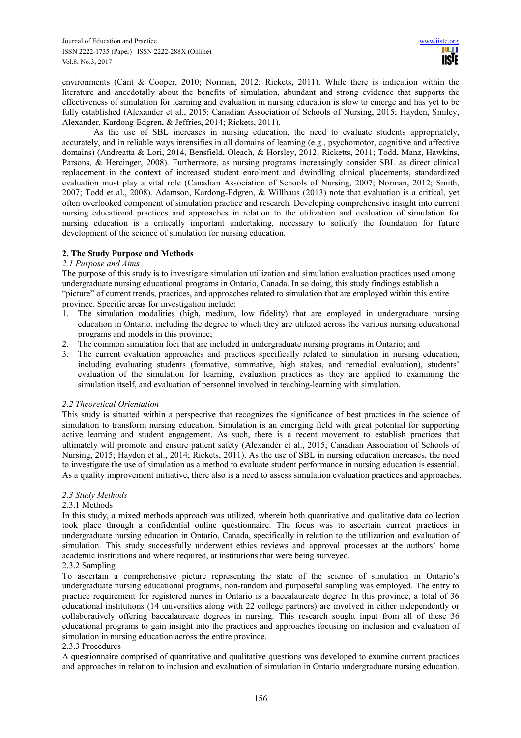environments (Cant & Cooper, 2010; Norman, 2012; Rickets, 2011). While there is indication within the literature and anecdotally about the benefits of simulation, abundant and strong evidence that supports the effectiveness of simulation for learning and evaluation in nursing education is slow to emerge and has yet to be fully established (Alexander et al., 2015; Canadian Association of Schools of Nursing, 2015; Hayden, Smiley, Alexander, Kardong-Edgren, & Jeffries, 2014; Rickets, 2011).

As the use of SBL increases in nursing education, the need to evaluate students appropriately, accurately, and in reliable ways intensifies in all domains of learning (e.g., psychomotor, cognitive and affective domains) (Andreatta & Lori, 2014, Bensfield, Oleach, & Horsley, 2012; Ricketts, 2011; Todd, Manz, Hawkins, Parsons, & Hercinger, 2008). Furthermore, as nursing programs increasingly consider SBL as direct clinical replacement in the context of increased student enrolment and dwindling clinical placements, standardized evaluation must play a vital role (Canadian Association of Schools of Nursing, 2007; Norman, 2012; Smith, 2007; Todd et al., 2008). Adamson, Kardong-Edgren, & Willhaus (2013) note that evaluation is a critical, yet often overlooked component of simulation practice and research. Developing comprehensive insight into current nursing educational practices and approaches in relation to the utilization and evaluation of simulation for nursing education is a critically important undertaking, necessary to solidify the foundation for future development of the science of simulation for nursing education.

## 2. The Study Purpose and Methods

### *2.1 Purpose and Aims*

The purpose of this study is to investigate simulation utilization and simulation evaluation practices used among undergraduate nursing educational programs in Ontario, Canada. In so doing, this study findings establish a "picture" of current trends, practices, and approaches related to simulation that are employed within this entire province. Specific areas for investigation include:

1. The simulation modalities (high, medium, low fidelity) that are employed in undergraduate nursing education in Ontario, including the degree to which they are utilized across the various nursing educational programs and models in this province;
2. The common simulation foci that are included in undergraduate nursing programs in Ontario; and
3. The current evaluation approaches and practices specifically related to simulation in nursing education, including evaluating students (formative, summative, high stakes, and remedial evaluation), students' evaluation of the simulation for learning, evaluation practices as they are applied to examining the simulation itself, and evaluation of personnel involved in teaching-learning with simulation.

### *2.2 Theoretical Orientation*

This study is situated within a perspective that recognizes the significance of best practices in the science of simulation to transform nursing education. Simulation is an emerging field with great potential for supporting active learning and student engagement. As such, there is a recent movement to establish practices that ultimately will promote and ensure patient safety (Alexander et al., 2015; Canadian Association of Schools of Nursing, 2015; Hayden et al., 2014; Rickets, 2011). As the use of SBL in nursing education increases, the need to investigate the use of simulation as a method to evaluate student performance in nursing education is essential. As a quality improvement initiative, there also is a need to assess simulation evaluation practices and approaches.

### *2.3 Study Methods*

#### 2.3.1 Methods

In this study, a mixed methods approach was utilized, wherein both quantitative and qualitative data collection took place through a confidential online questionnaire. The focus was to ascertain current practices in undergraduate nursing education in Ontario, Canada, specifically in relation to the utilization and evaluation of simulation. This study successfully underwent ethics reviews and approval processes at the authors' home academic institutions and where required, at institutions that were being surveyed.

#### 2.3.2 Sampling

To ascertain a comprehensive picture representing the state of the science of simulation in Ontario's undergraduate nursing educational programs, non-random and purposeful sampling was employed. The entry to practice requirement for registered nurses in Ontario is a baccalaureate degree. In this province, a total of 36 educational institutions (14 universities along with 22 college partners) are involved in either independently or collaboratively offering baccalaureate degrees in nursing. This research sought input from all of these 36 educational programs to gain insight into the practices and approaches focusing on inclusion and evaluation of simulation in nursing education across the entire province.

#### 2.3.3 Procedures

A questionnaire comprised of quantitative and qualitative questions was developed to examine current practices and approaches in relation to inclusion and evaluation of simulation in Ontario undergraduate nursing education.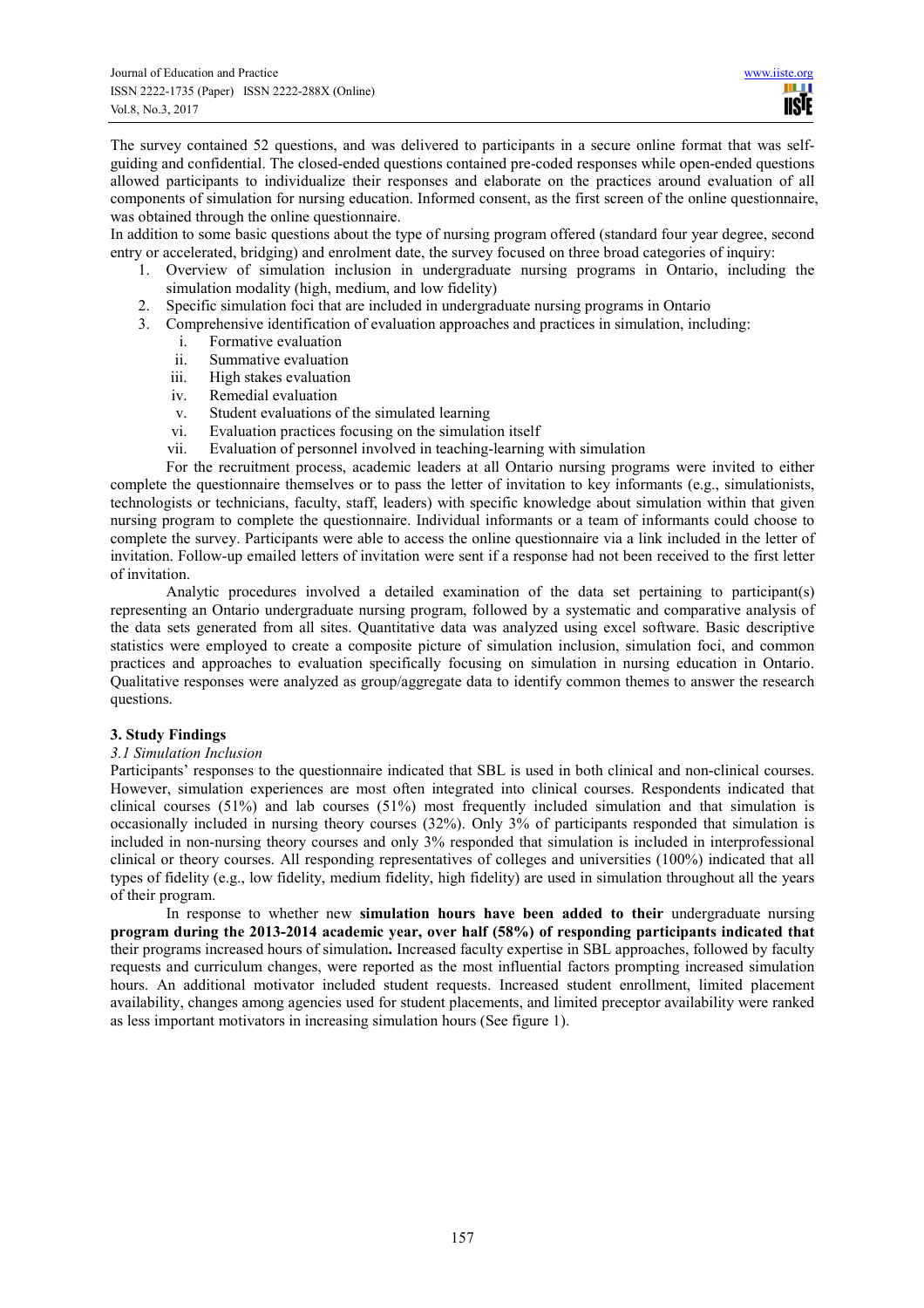The survey contained 52 questions, and was delivered to participants in a secure online format that was self-guiding and confidential. The closed-ended questions contained pre-coded responses while open-ended questions allowed participants to individualize their responses and elaborate on the practices around evaluation of all components of simulation for nursing education. Informed consent, as the first screen of the online questionnaire, was obtained through the online questionnaire.

In addition to some basic questions about the type of nursing program offered (standard four year degree, second entry or accelerated, bridging) and enrolment date, the survey focused on three broad categories of inquiry:

1. Overview of simulation inclusion in undergraduate nursing programs in Ontario, including the simulation modality (high, medium, and low fidelity)
2. Specific simulation foci that are included in undergraduate nursing programs in Ontario
3. Comprehensive identification of evaluation approaches and practices in simulation, including:
   i. Formative evaluation
   ii. Summative evaluation
   iii. High stakes evaluation
   iv. Remedial evaluation
   v. Student evaluations of the simulated learning
   vi. Evaluation practices focusing on the simulation itself
   vii. Evaluation of personnel involved in teaching-learning with simulation

For the recruitment process, academic leaders at all Ontario nursing programs were invited to either complete the questionnaire themselves or to pass the letter of invitation to key informants (e.g., simulationists, technologists or technicians, faculty, staff, leaders) with specific knowledge about simulation within that given nursing program to complete the questionnaire. Individual informants or a team of informants could choose to complete the survey. Participants were able to access the online questionnaire via a link included in the letter of invitation. Follow-up emailed letters of invitation were sent if a response had not been received to the first letter of invitation.

Analytic procedures involved a detailed examination of the data set pertaining to participant(s) representing an Ontario undergraduate nursing program, followed by a systematic and comparative analysis of the data sets generated from all sites. Quantitative data was analyzed using excel software. Basic descriptive statistics were employed to create a composite picture of simulation inclusion, simulation foci, and common practices and approaches to evaluation specifically focusing on simulation in nursing education in Ontario. Qualitative responses were analyzed as group/aggregate data to identify common themes to answer the research questions.

## 3. Study Findings

### *3.1 Simulation Inclusion*

Participants' responses to the questionnaire indicated that SBL is used in both clinical and non-clinical courses. However, simulation experiences are most often integrated into clinical courses. Respondents indicated that clinical courses (51%) and lab courses (51%) most frequently included simulation and that simulation is occasionally included in nursing theory courses (32%). Only 3% of participants responded that simulation is included in non-nursing theory courses and only 3% responded that simulation is included in interprofessional clinical or theory courses. All responding representatives of colleges and universities (100%) indicated that all types of fidelity (e.g., low fidelity, medium fidelity, high fidelity) are used in simulation throughout all the years of their program.

In response to whether new **simulation hours have been added to their** undergraduate nursing **program during the 2013-2014 academic year, over half (58%) of responding participants indicated that** their programs increased hours of simulation**.** Increased faculty expertise in SBL approaches, followed by faculty requests and curriculum changes, were reported as the most influential factors prompting increased simulation hours. An additional motivator included student requests. Increased student enrollment, limited placement availability, changes among agencies used for student placements, and limited preceptor availability were ranked as less important motivators in increasing simulation hours (See figure 1).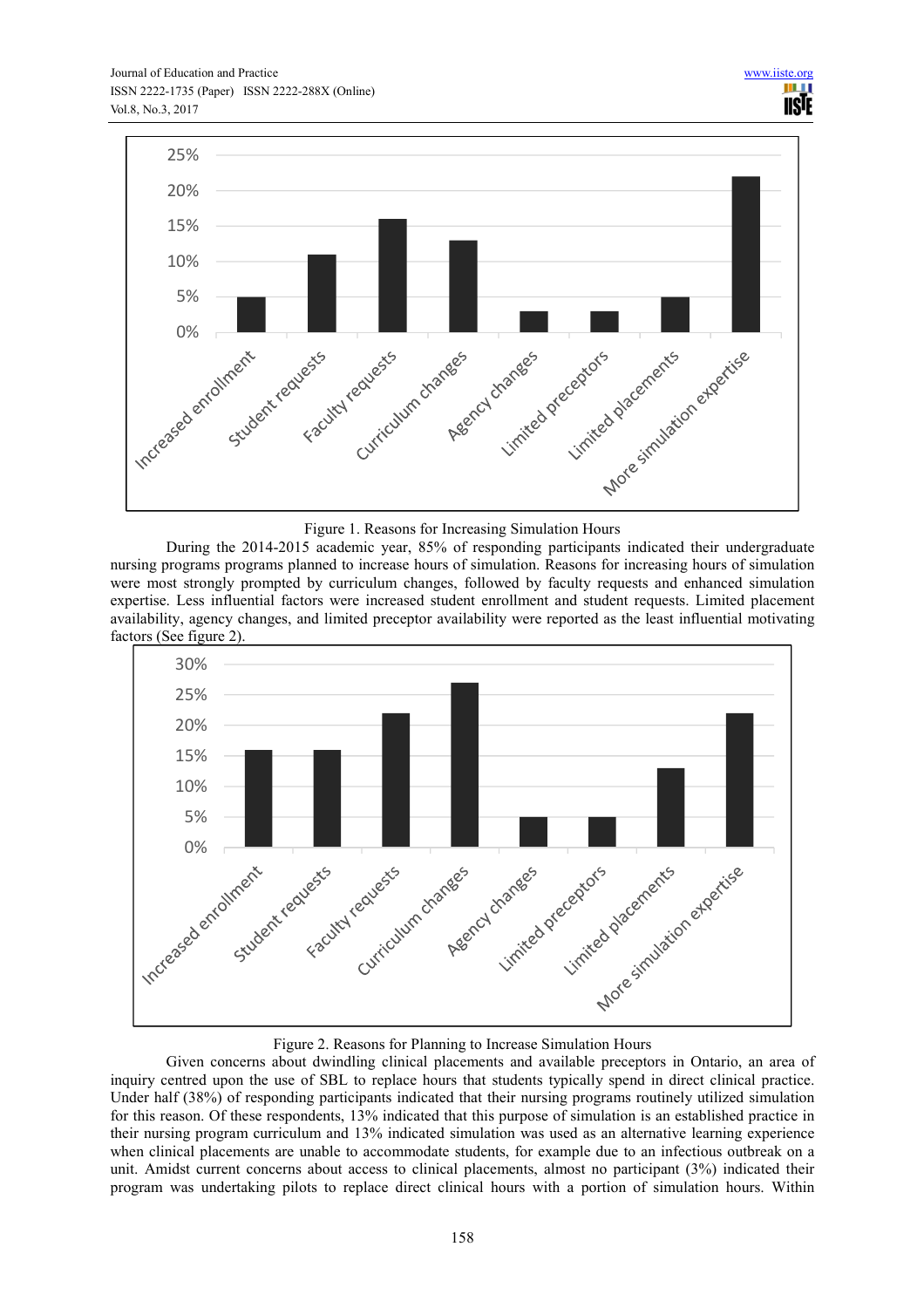Figure 1. Reasons for Increasing Simulation Hours

During the 2014-2015 academic year, 85% of responding participants indicated their undergraduate nursing programs programs planned to increase hours of simulation. Reasons for increasing hours of simulation were most strongly prompted by curriculum changes, followed by faculty requests and enhanced simulation expertise. Less influential factors were increased student enrollment and student requests. Limited placement availability, agency changes, and limited preceptor availability were reported as the least influential motivating factors (See figure 2).

Figure 2. Reasons for Planning to Increase Simulation Hours

Given concerns about dwindling clinical placements and available preceptors in Ontario, an area of inquiry centred upon the use of SBL to replace hours that students typically spend in direct clinical practice. Under half (38%) of responding participants indicated that their nursing programs routinely utilized simulation for this reason. Of these respondents, 13% indicated that this purpose of simulation is an established practice in their nursing program curriculum and 13% indicated simulation was used as an alternative learning experience when clinical placements are unable to accommodate students, for example due to an infectious outbreak on a unit. Amidst current concerns about access to clinical placements, almost no participant (3%) indicated their program was undertaking pilots to replace direct clinical hours with a portion of simulation hours. Within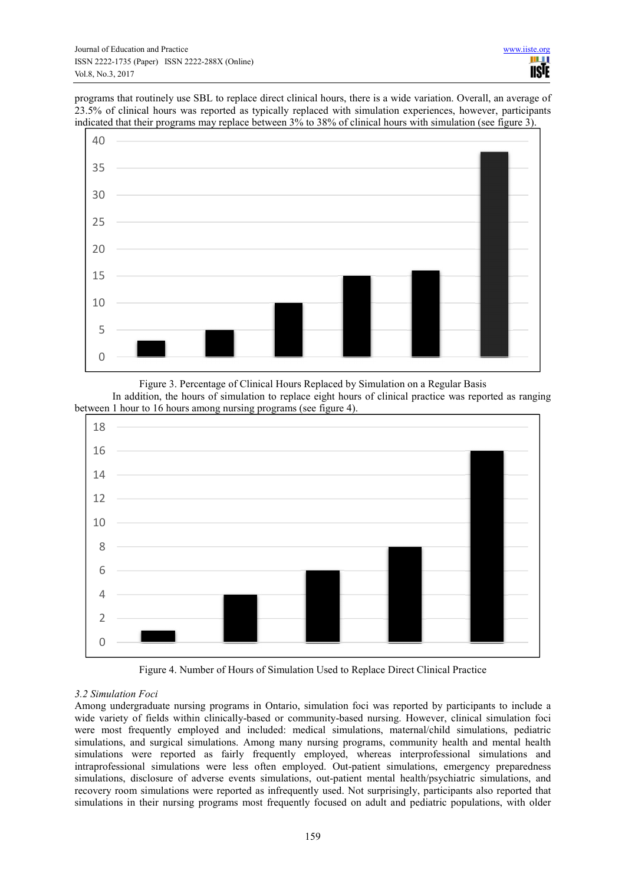programs that routinely use SBL to replace direct clinical hours, there is a wide variation. Overall, an average of 23.5% of clinical hours was reported as typically replaced with simulation experiences, however, participants indicated that their programs may replace between 3% to 38% of clinical hours with simulation (see figure 3).

Figure 3. Percentage of Clinical Hours Replaced by Simulation on a Regular Basis

In addition, the hours of simulation to replace eight hours of clinical practice was reported as ranging between 1 hour to 16 hours among nursing programs (see figure 4).

Figure 4. Number of Hours of Simulation Used to Replace Direct Clinical Practice

### *3.2 Simulation Foci*

Among undergraduate nursing programs in Ontario, simulation foci was reported by participants to include a wide variety of fields within clinically-based or community-based nursing. However, clinical simulation foci were most frequently employed and included: medical simulations, maternal/child simulations, pediatric simulations, and surgical simulations. Among many nursing programs, community health and mental health simulations were reported as fairly frequently employed, whereas interprofessional simulations and intraprofessional simulations were less often employed. Out-patient simulations, emergency preparedness simulations, disclosure of adverse events simulations, out-patient mental health/psychiatric simulations, and recovery room simulations were reported as infrequently used. Not surprisingly, participants also reported that simulations in their nursing programs most frequently focused on adult and pediatric populations, with older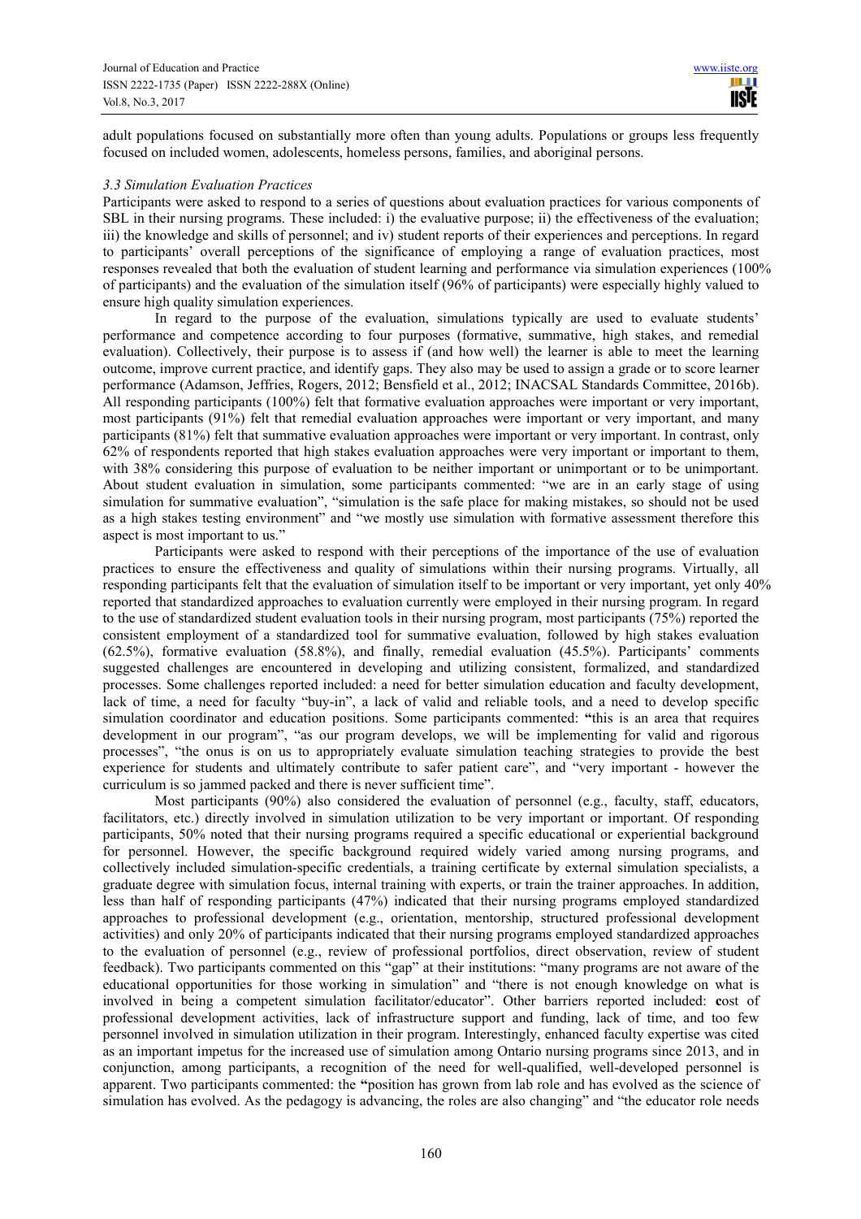adult populations focused on substantially more often than young adults. Populations or groups less frequently focused on included women, adolescents, homeless persons, families, and aboriginal persons.

### *3.3 Simulation Evaluation Practices*

Participants were asked to respond to a series of questions about evaluation practices for various components of SBL in their nursing programs. These included: i) the evaluative purpose; ii) the effectiveness of the evaluation; iii) the knowledge and skills of personnel; and iv) student reports of their experiences and perceptions. In regard to participants' overall perceptions of the significance of employing a range of evaluation practices, most responses revealed that both the evaluation of student learning and performance via simulation experiences (100% of participants) and the evaluation of the simulation itself (96% of participants) were especially highly valued to ensure high quality simulation experiences.

In regard to the purpose of the evaluation, simulations typically are used to evaluate students' performance and competence according to four purposes (formative, summative, high stakes, and remedial evaluation). Collectively, their purpose is to assess if (and how well) the learner is able to meet the learning outcome, improve current practice, and identify gaps. They also may be used to assign a grade or to score learner performance (Adamson, Jeffries, Rogers, 2012; Bensfield et al., 2012; INACSAL Standards Committee, 2016b). All responding participants (100%) felt that formative evaluation approaches were important or very important, most participants (91%) felt that remedial evaluation approaches were important or very important, and many participants (81%) felt that summative evaluation approaches were important or very important. In contrast, only 62% of respondents reported that high stakes evaluation approaches were very important or important to them, with 38% considering this purpose of evaluation to be neither important or unimportant or to be unimportant. About student evaluation in simulation, some participants commented: "we are in an early stage of using simulation for summative evaluation", "simulation is the safe place for making mistakes, so should not be used as a high stakes testing environment" and "we mostly use simulation with formative assessment therefore this aspect is most important to us."

Participants were asked to respond with their perceptions of the importance of the use of evaluation practices to ensure the effectiveness and quality of simulations within their nursing programs. Virtually, all responding participants felt that the evaluation of simulation itself to be important or very important, yet only 40% reported that standardized approaches to evaluation currently were employed in their nursing program. In regard to the use of standardized student evaluation tools in their nursing program, most participants (75%) reported the consistent employment of a standardized tool for summative evaluation, followed by high stakes evaluation (62.5%), formative evaluation (58.8%), and finally, remedial evaluation (45.5%). Participants' comments suggested challenges are encountered in developing and utilizing consistent, formalized, and standardized processes. Some challenges reported included: a need for better simulation education and faculty development, lack of time, a need for faculty "buy-in", a lack of valid and reliable tools, and a need to develop specific simulation coordinator and education positions. Some participants commented: **"**this is an area that requires development in our program", "as our program develops, we will be implementing for valid and rigorous processes", "the onus is on us to appropriately evaluate simulation teaching strategies to provide the best experience for students and ultimately contribute to safer patient care", and "very important - however the curriculum is so jammed packed and there is never sufficient time".

Most participants (90%) also considered the evaluation of personnel (e.g., faculty, staff, educators, facilitators, etc.) directly involved in simulation utilization to be very important or important. Of responding participants, 50% noted that their nursing programs required a specific educational or experiential background for personnel. However, the specific background required widely varied among nursing programs, and collectively included simulation-specific credentials, a training certificate by external simulation specialists, a graduate degree with simulation focus, internal training with experts, or train the trainer approaches. In addition, less than half of responding participants (47%) indicated that their nursing programs employed standardized approaches to professional development (e.g., orientation, mentorship, structured professional development activities) and only 20% of participants indicated that their nursing programs employed standardized approaches to the evaluation of personnel (e.g., review of professional portfolios, direct observation, review of student feedback). Two participants commented on this "gap" at their institutions: "many programs are not aware of the educational opportunities for those working in simulation" and "there is not enough knowledge on what is involved in being a competent simulation facilitator/educator". Other barriers reported included: **c**ost of professional development activities, lack of infrastructure support and funding, lack of time, and too few personnel involved in simulation utilization in their program. Interestingly, enhanced faculty expertise was cited as an important impetus for the increased use of simulation among Ontario nursing programs since 2013, and in conjunction, among participants, a recognition of the need for well-qualified, well-developed personnel is apparent. Two participants commented: the **"**position has grown from lab role and has evolved as the science of simulation has evolved. As the pedagogy is advancing, the roles are also changing" and "the educator role needs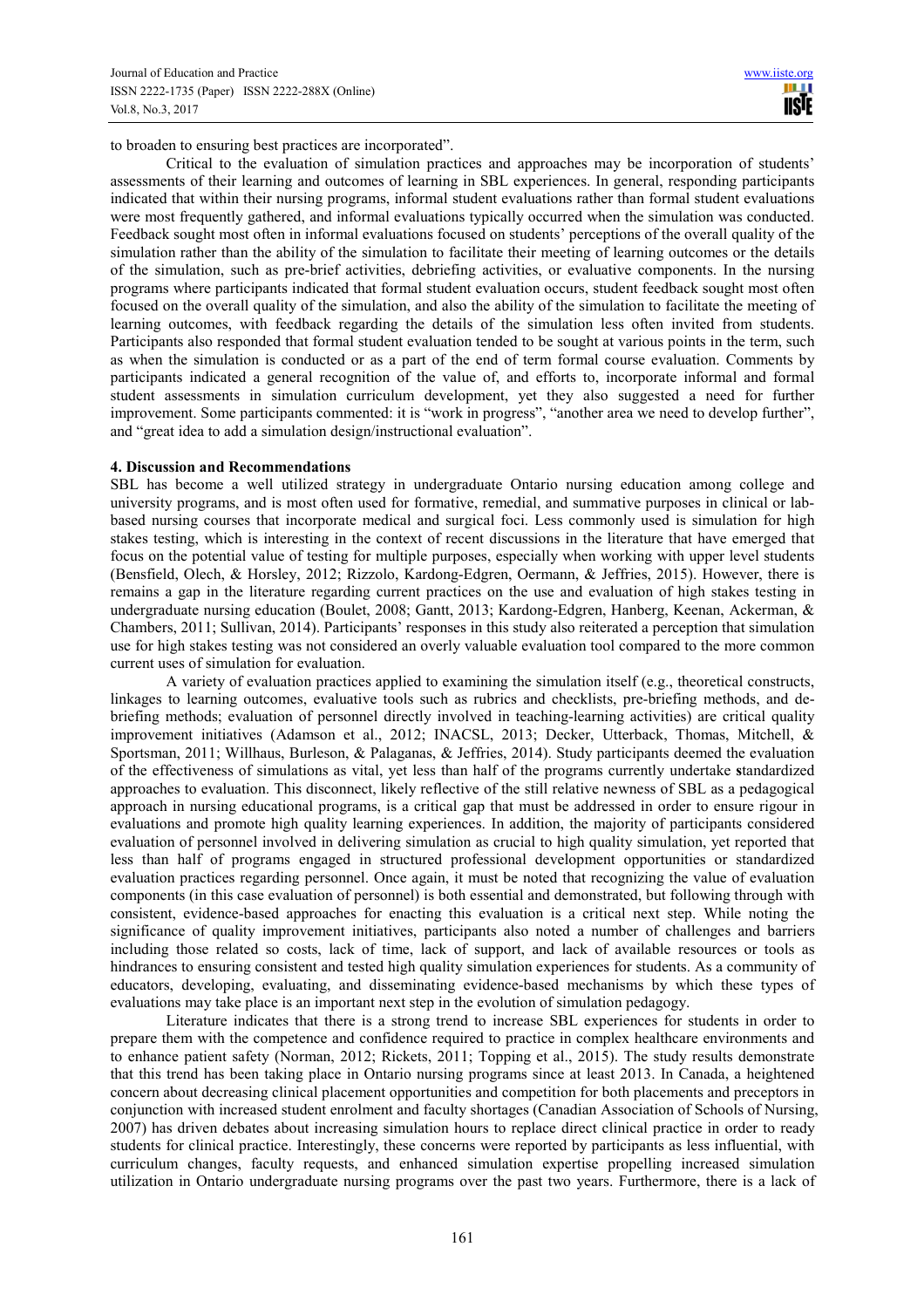to broaden to ensuring best practices are incorporated".

Critical to the evaluation of simulation practices and approaches may be incorporation of students' assessments of their learning and outcomes of learning in SBL experiences. In general, responding participants indicated that within their nursing programs, informal student evaluations rather than formal student evaluations were most frequently gathered, and informal evaluations typically occurred when the simulation was conducted. Feedback sought most often in informal evaluations focused on students' perceptions of the overall quality of the simulation rather than the ability of the simulation to facilitate their meeting of learning outcomes or the details of the simulation, such as pre-brief activities, debriefing activities, or evaluative components. In the nursing programs where participants indicated that formal student evaluation occurs, student feedback sought most often focused on the overall quality of the simulation, and also the ability of the simulation to facilitate the meeting of learning outcomes, with feedback regarding the details of the simulation less often invited from students. Participants also responded that formal student evaluation tended to be sought at various points in the term, such as when the simulation is conducted or as a part of the end of term formal course evaluation. Comments by participants indicated a general recognition of the value of, and efforts to, incorporate informal and formal student assessments in simulation curriculum development, yet they also suggested a need for further improvement. Some participants commented: it is "work in progress", "another area we need to develop further", and "great idea to add a simulation design/instructional evaluation".

## 4. Discussion and Recommendations

SBL has become a well utilized strategy in undergraduate Ontario nursing education among college and university programs, and is most often used for formative, remedial, and summative purposes in clinical or lab-based nursing courses that incorporate medical and surgical foci. Less commonly used is simulation for high stakes testing, which is interesting in the context of recent discussions in the literature that have emerged that focus on the potential value of testing for multiple purposes, especially when working with upper level students (Bensfield, Olech, & Horsley, 2012; Rizzolo, Kardong-Edgren, Oermann, & Jeffries, 2015). However, there is remains a gap in the literature regarding current practices on the use and evaluation of high stakes testing in undergraduate nursing education (Boulet, 2008; Gantt, 2013; Kardong-Edgren, Hanberg, Keenan, Ackerman, & Chambers, 2011; Sullivan, 2014). Participants' responses in this study also reiterated a perception that simulation use for high stakes testing was not considered an overly valuable evaluation tool compared to the more common current uses of simulation for evaluation.

A variety of evaluation practices applied to examining the simulation itself (e.g., theoretical constructs, linkages to learning outcomes, evaluative tools such as rubrics and checklists, pre-briefing methods, and de-briefing methods; evaluation of personnel directly involved in teaching-learning activities) are critical quality improvement initiatives (Adamson et al., 2012; INACSL, 2013; Decker, Utterback, Thomas, Mitchell, & Sportsman, 2011; Willhaus, Burleson, & Palaganas, & Jeffries, 2014). Study participants deemed the evaluation of the effectiveness of simulations as vital, yet less than half of the programs currently undertake **s**tandardized approaches to evaluation. This disconnect, likely reflective of the still relative newness of SBL as a pedagogical approach in nursing educational programs, is a critical gap that must be addressed in order to ensure rigour in evaluations and promote high quality learning experiences. In addition, the majority of participants considered evaluation of personnel involved in delivering simulation as crucial to high quality simulation, yet reported that less than half of programs engaged in structured professional development opportunities or standardized evaluation practices regarding personnel. Once again, it must be noted that recognizing the value of evaluation components (in this case evaluation of personnel) is both essential and demonstrated, but following through with consistent, evidence-based approaches for enacting this evaluation is a critical next step. While noting the significance of quality improvement initiatives, participants also noted a number of challenges and barriers including those related so costs, lack of time, lack of support, and lack of available resources or tools as hindrances to ensuring consistent and tested high quality simulation experiences for students. As a community of educators, developing, evaluating, and disseminating evidence-based mechanisms by which these types of evaluations may take place is an important next step in the evolution of simulation pedagogy.

Literature indicates that there is a strong trend to increase SBL experiences for students in order to prepare them with the competence and confidence required to practice in complex healthcare environments and to enhance patient safety (Norman, 2012; Rickets, 2011; Topping et al., 2015). The study results demonstrate that this trend has been taking place in Ontario nursing programs since at least 2013. In Canada, a heightened concern about decreasing clinical placement opportunities and competition for both placements and preceptors in conjunction with increased student enrolment and faculty shortages (Canadian Association of Schools of Nursing, 2007) has driven debates about increasing simulation hours to replace direct clinical practice in order to ready students for clinical practice. Interestingly, these concerns were reported by participants as less influential, with curriculum changes, faculty requests, and enhanced simulation expertise propelling increased simulation utilization in Ontario undergraduate nursing programs over the past two years. Furthermore, there is a lack of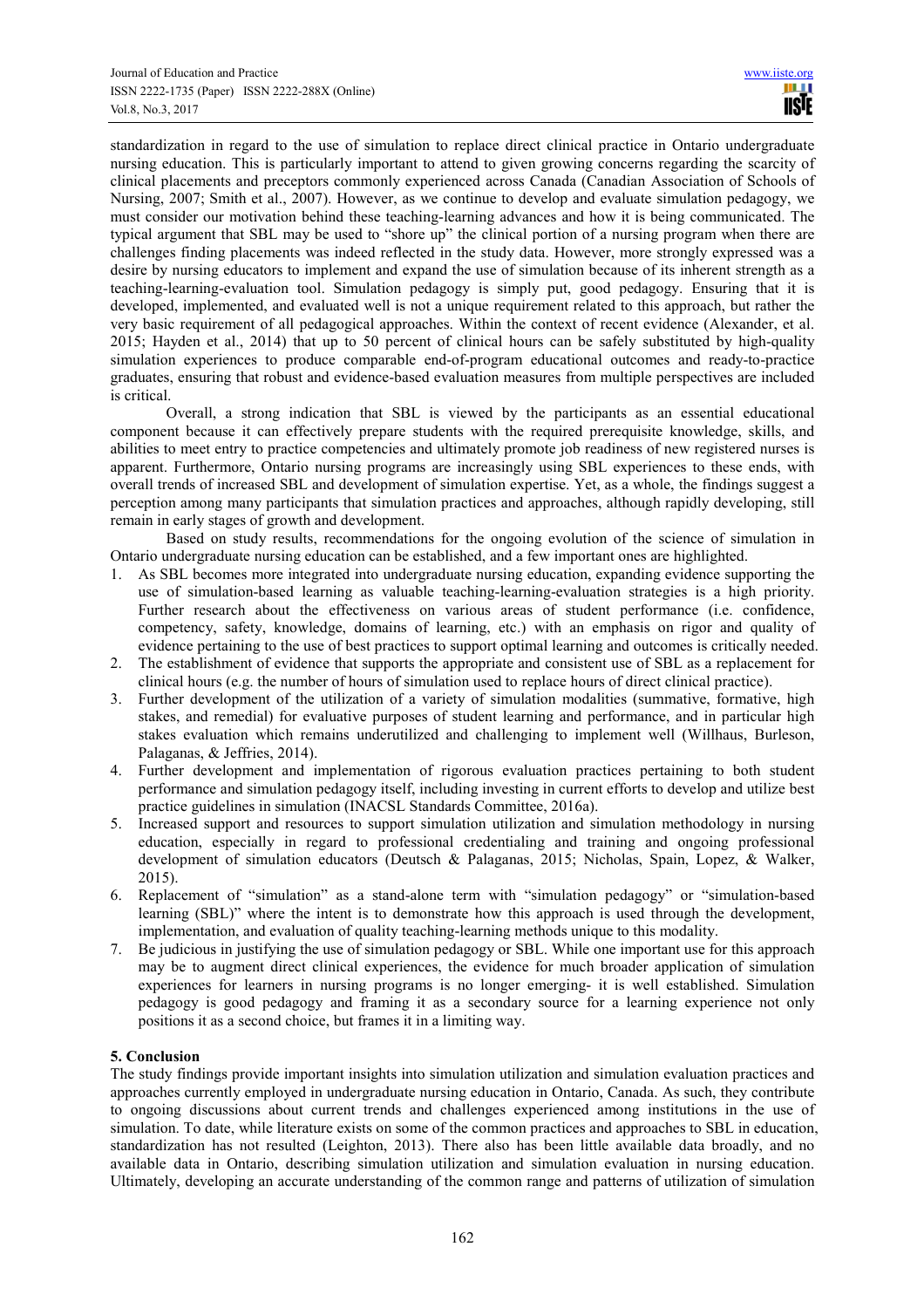standardization in regard to the use of simulation to replace direct clinical practice in Ontario undergraduate nursing education. This is particularly important to attend to given growing concerns regarding the scarcity of clinical placements and preceptors commonly experienced across Canada (Canadian Association of Schools of Nursing, 2007; Smith et al., 2007). However, as we continue to develop and evaluate simulation pedagogy, we must consider our motivation behind these teaching-learning advances and how it is being communicated. The typical argument that SBL may be used to "shore up" the clinical portion of a nursing program when there are challenges finding placements was indeed reflected in the study data. However, more strongly expressed was a desire by nursing educators to implement and expand the use of simulation because of its inherent strength as a teaching-learning-evaluation tool. Simulation pedagogy is simply put, good pedagogy. Ensuring that it is developed, implemented, and evaluated well is not a unique requirement related to this approach, but rather the very basic requirement of all pedagogical approaches. Within the context of recent evidence (Alexander, et al. 2015; Hayden et al., 2014) that up to 50 percent of clinical hours can be safely substituted by high-quality simulation experiences to produce comparable end-of-program educational outcomes and ready-to-practice graduates, ensuring that robust and evidence-based evaluation measures from multiple perspectives are included is critical.

Overall, a strong indication that SBL is viewed by the participants as an essential educational component because it can effectively prepare students with the required prerequisite knowledge, skills, and abilities to meet entry to practice competencies and ultimately promote job readiness of new registered nurses is apparent. Furthermore, Ontario nursing programs are increasingly using SBL experiences to these ends, with overall trends of increased SBL and development of simulation expertise. Yet, as a whole, the findings suggest a perception among many participants that simulation practices and approaches, although rapidly developing, still remain in early stages of growth and development.

Based on study results, recommendations for the ongoing evolution of the science of simulation in Ontario undergraduate nursing education can be established, and a few important ones are highlighted.

1. As SBL becomes more integrated into undergraduate nursing education, expanding evidence supporting the use of simulation-based learning as valuable teaching-learning-evaluation strategies is a high priority. Further research about the effectiveness on various areas of student performance (i.e. confidence, competency, safety, knowledge, domains of learning, etc.) with an emphasis on rigor and quality of evidence pertaining to the use of best practices to support optimal learning and outcomes is critically needed.
2. The establishment of evidence that supports the appropriate and consistent use of SBL as a replacement for clinical hours (e.g. the number of hours of simulation used to replace hours of direct clinical practice).
3. Further development of the utilization of a variety of simulation modalities (summative, formative, high stakes, and remedial) for evaluative purposes of student learning and performance, and in particular high stakes evaluation which remains underutilized and challenging to implement well (Willhaus, Burleson, Palaganas, & Jeffries, 2014).
4. Further development and implementation of rigorous evaluation practices pertaining to both student performance and simulation pedagogy itself, including investing in current efforts to develop and utilize best practice guidelines in simulation (INACSL Standards Committee, 2016a).
5. Increased support and resources to support simulation utilization and simulation methodology in nursing education, especially in regard to professional credentialing and training and ongoing professional development of simulation educators (Deutsch & Palaganas, 2015; Nicholas, Spain, Lopez, & Walker, 2015).
6. Replacement of "simulation" as a stand-alone term with "simulation pedagogy" or "simulation-based learning (SBL)" where the intent is to demonstrate how this approach is used through the development, implementation, and evaluation of quality teaching-learning methods unique to this modality.
7. Be judicious in justifying the use of simulation pedagogy or SBL. While one important use for this approach may be to augment direct clinical experiences, the evidence for much broader application of simulation experiences for learners in nursing programs is no longer emerging- it is well established. Simulation pedagogy is good pedagogy and framing it as a secondary source for a learning experience not only positions it as a second choice, but frames it in a limiting way.

## 5. Conclusion

The study findings provide important insights into simulation utilization and simulation evaluation practices and approaches currently employed in undergraduate nursing education in Ontario, Canada. As such, they contribute to ongoing discussions about current trends and challenges experienced among institutions in the use of simulation. To date, while literature exists on some of the common practices and approaches to SBL in education, standardization has not resulted (Leighton, 2013). There also has been little available data broadly, and no available data in Ontario, describing simulation utilization and simulation evaluation in nursing education. Ultimately, developing an accurate understanding of the common range and patterns of utilization of simulation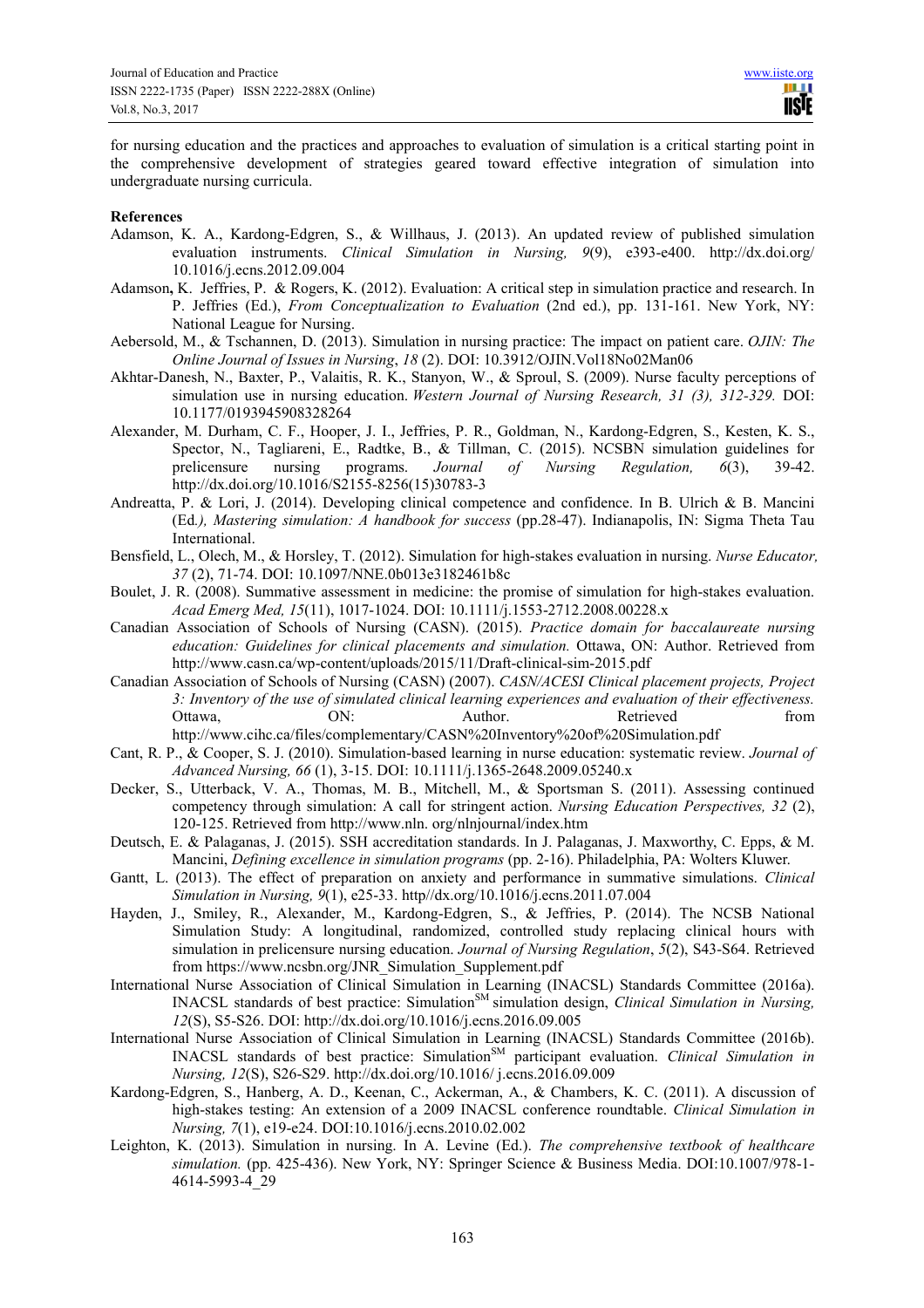for nursing education and the practices and approaches to evaluation of simulation is a critical starting point in the comprehensive development of strategies geared toward effective integration of simulation into undergraduate nursing curricula.

**References**

Adamson, K. A., Kardong-Edgren, S., & Willhaus, J. (2013). An updated review of published simulation evaluation instruments. *Clinical Simulation in Nursing, 9*(9), e393-e400. http://dx.doi.org/10.1016/j.ecns.2012.09.004

Adamson**,** K. Jeffries, P. & Rogers, K. (2012). Evaluation: A critical step in simulation practice and research. In P. Jeffries (Ed.), *From Conceptualization to Evaluation* (2nd ed.), pp. 131-161. New York, NY: National League for Nursing.

Aebersold, M., & Tschannen, D. (2013). Simulation in nursing practice: The impact on patient care. *OJIN: The Online Journal of Issues in Nursing*, *18* (2). DOI: 10.3912/OJIN.Vol18No02Man06

Akhtar-Danesh, N., Baxter, P., Valaitis, R. K., Stanyon, W., & Sproul, S. (2009). Nurse faculty perceptions of simulation use in nursing education. *Western Journal of Nursing Research, 31 (3), 312-329.* DOI: 10.1177/0193945908328264

Alexander, M. Durham, C. F., Hooper, J. I., Jeffries, P. R., Goldman, N., Kardong-Edgren, S., Kesten, K. S., Spector, N., Tagliareni, E., Radtke, B., & Tillman, C. (2015). NCSBN simulation guidelines for prelicensure nursing programs. *Journal of Nursing Regulation, 6*(3), 39-42. http://dx.doi.org/10.1016/S2155-8256(15)30783-3

Andreatta, P. & Lori, J. (2014). Developing clinical competence and confidence. In B. Ulrich & B. Mancini (Ed*.), Mastering simulation: A handbook for success* (pp.28-47). Indianapolis, IN: Sigma Theta Tau International.

Bensfield, L., Olech, M., & Horsley, T. (2012). Simulation for high-stakes evaluation in nursing. *Nurse Educator, 37* (2), 71-74. DOI: 10.1097/NNE.0b013e3182461b8c

Boulet, J. R. (2008). Summative assessment in medicine: the promise of simulation for high-stakes evaluation. *Acad Emerg Med, 15*(11), 1017-1024. DOI: 10.1111/j.1553-2712.2008.00228.x

Canadian Association of Schools of Nursing (CASN). (2015). *Practice domain for baccalaureate nursing education: Guidelines for clinical placements and simulation.* Ottawa, ON: Author. Retrieved from http://www.casn.ca/wp-content/uploads/2015/11/Draft-clinical-sim-2015.pdf

Canadian Association of Schools of Nursing (CASN) (2007). *CASN/ACESI Clinical placement projects, Project 3: Inventory of the use of simulated clinical learning experiences and evaluation of their effectiveness.* Ottawa, ON: Author. Retrieved from http://www.cihc.ca/files/complementary/CASN%20Inventory%20of%20Simulation.pdf

Cant, R. P., & Cooper, S. J. (2010). Simulation-based learning in nurse education: systematic review. *Journal of Advanced Nursing, 66* (1), 3-15. DOI: 10.1111/j.1365-2648.2009.05240.x

Decker, S., Utterback, V. A., Thomas, M. B., Mitchell, M., & Sportsman S. (2011). Assessing continued competency through simulation: A call for stringent action. *Nursing Education Perspectives, 32* (2), 120-125. Retrieved from http://www.nln. org/nlnjournal/index.htm

Deutsch, E. & Palaganas, J. (2015). SSH accreditation standards. In J. Palaganas, J. Maxworthy, C. Epps, & M. Mancini, *Defining excellence in simulation programs* (pp. 2-16). Philadelphia, PA: Wolters Kluwer.

Gantt, L. (2013). The effect of preparation on anxiety and performance in summative simulations. *Clinical Simulation in Nursing, 9*(1), e25-33. http//dx.org/10.1016/j.ecns.2011.07.004

Hayden, J., Smiley, R., Alexander, M., Kardong-Edgren, S., & Jeffries, P. (2014). The NCSB National Simulation Study: A longitudinal, randomized, controlled study replacing clinical hours with simulation in prelicensure nursing education. *Journal of Nursing Regulation*, *5*(2), S43-S64. Retrieved from https://www.ncsbn.org/JNR_Simulation_Supplement.pdf

International Nurse Association of Clinical Simulation in Learning (INACSL) Standards Committee (2016a). INACSL standards of best practice: Simulation[SM] simulation design, *Clinical Simulation in Nursing, 12*(S), S5-S26. DOI: http://dx.doi.org/10.1016/j.ecns.2016.09.005

International Nurse Association of Clinical Simulation in Learning (INACSL) Standards Committee (2016b). INACSL standards of best practice: Simulation[SM] participant evaluation. *Clinical Simulation in Nursing, 12*(S), S26-S29. http://dx.doi.org/10.1016/ j.ecns.2016.09.009

Kardong-Edgren, S., Hanberg, A. D., Keenan, C., Ackerman, A., & Chambers, K. C. (2011). A discussion of high-stakes testing: An extension of a 2009 INACSL conference roundtable. *Clinical Simulation in Nursing, 7*(1), e19-e24. DOI:10.1016/j.ecns.2010.02.002

Leighton, K. (2013). Simulation in nursing. In A. Levine (Ed.). *The comprehensive textbook of healthcare simulation.* (pp. 425-436). New York, NY: Springer Science & Business Media. DOI:10.1007/978-1-4614-5993-4_29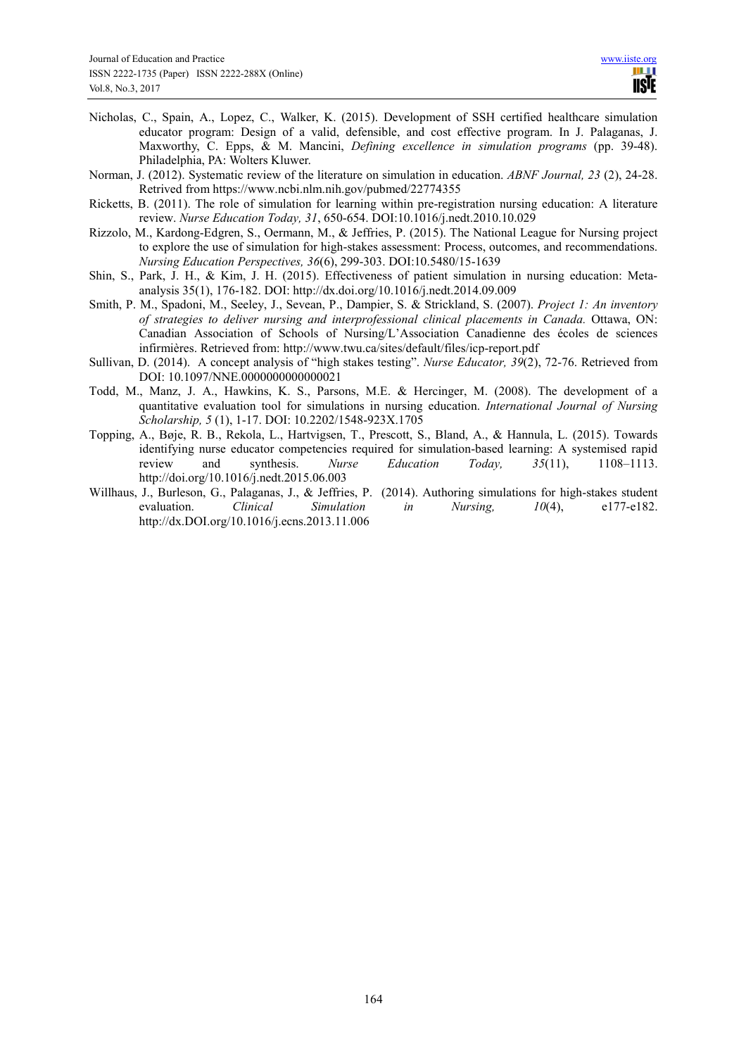Nicholas, C., Spain, A., Lopez, C., Walker, K. (2015). Development of SSH certified healthcare simulation educator program: Design of a valid, defensible, and cost effective program. In J. Palaganas, J. Maxworthy, C. Epps, & M. Mancini, *Defining excellence in simulation programs* (pp. 39-48). Philadelphia, PA: Wolters Kluwer.

Norman, J. (2012). Systematic review of the literature on simulation in education. *ABNF Journal, 23* (2), 24-28. Retrived from https://www.ncbi.nlm.nih.gov/pubmed/22774355

Ricketts, B. (2011). The role of simulation for learning within pre-registration nursing education: A literature review. *Nurse Education Today, 31*, 650-654. DOI:10.1016/j.nedt.2010.10.029

Rizzolo, M., Kardong-Edgren, S., Oermann, M., & Jeffries, P. (2015). The National League for Nursing project to explore the use of simulation for high-stakes assessment: Process, outcomes, and recommendations. *Nursing Education Perspectives, 36*(6), 299-303. DOI:10.5480/15-1639

Shin, S., Park, J. H., & Kim, J. H. (2015). Effectiveness of patient simulation in nursing education: Meta-analysis 35(1), 176-182. DOI: http://dx.doi.org/10.1016/j.nedt.2014.09.009

Smith, P. M., Spadoni, M., Seeley, J., Sevean, P., Dampier, S. & Strickland, S. (2007). *Project 1: An inventory of strategies to deliver nursing and interprofessional clinical placements in Canada.* Ottawa, ON: Canadian Association of Schools of Nursing/L'Association Canadienne des écoles de sciences infirmières. Retrieved from: http://www.twu.ca/sites/default/files/icp-report.pdf

Sullivan, D. (2014). A concept analysis of "high stakes testing". *Nurse Educator, 39*(2), 72-76. Retrieved from DOI: 10.1097/NNE.0000000000000021

Todd, M., Manz, J. A., Hawkins, K. S., Parsons, M.E. & Hercinger, M. (2008). The development of a quantitative evaluation tool for simulations in nursing education. *International Journal of Nursing Scholarship, 5* (1), 1-17. DOI: 10.2202/1548-923X.1705

Topping, A., Bøje, R. B., Rekola, L., Hartvigsen, T., Prescott, S., Bland, A., & Hannula, L. (2015). Towards identifying nurse educator competencies required for simulation-based learning: A systemised rapid review and synthesis. *Nurse Education Today, 35*(11), 1108–1113. http://doi.org/10.1016/j.nedt.2015.06.003

Willhaus, J., Burleson, G., Palaganas, J., & Jeffries, P. (2014). Authoring simulations for high-stakes student evaluation. *Clinical Simulation in Nursing, 10*(4), e177-e182. http://dx.DOI.org/10.1016/j.ecns.2013.11.006